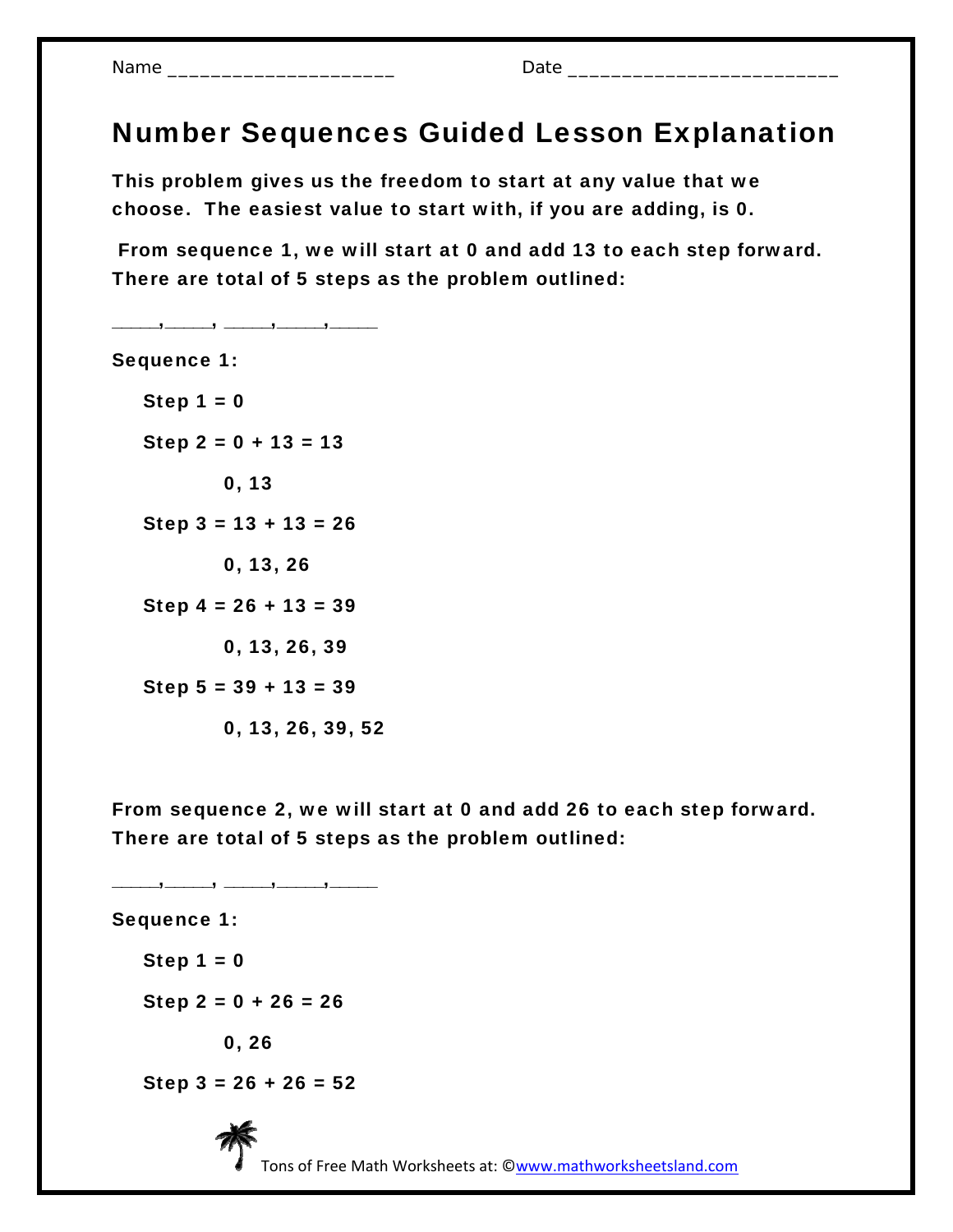Name _____________________ Date _________________________

# Number Sequences Guided Lesson Explanation

**This problem gives us the freedom to start at any value that we choose. The easiest value to start with, if you are adding, is 0.**

**From sequence 1, we will start at 0 and add 13 to each step forward. There are total of 5 steps as the problem outlined:**

_____,_____, _____,_____,_____

**Sequence 1:**

**Step 1 = 0**

**Step 2 = 0 + 13 = 13**

**0, 13**

**Step 3 = 13 + 13 = 26**

**0, 13, 26**

**Step 4 = 26 + 13 = 39**

**0, 13, 26, 39**

**Step 5 = 39 + 13 = 39**

**0, 13, 26, 39, 52**

**From sequence 2, we will start at 0 and add 26 to each step forward. There are total of 5 steps as the problem outlined:**

_____,_____, _____,_____,_____

**Sequence 1:**

**Step 1 = 0**

**Step 2 = 0 + 26 = 26**

**0, 26**

**Step 3 = 26 + 26 = 52**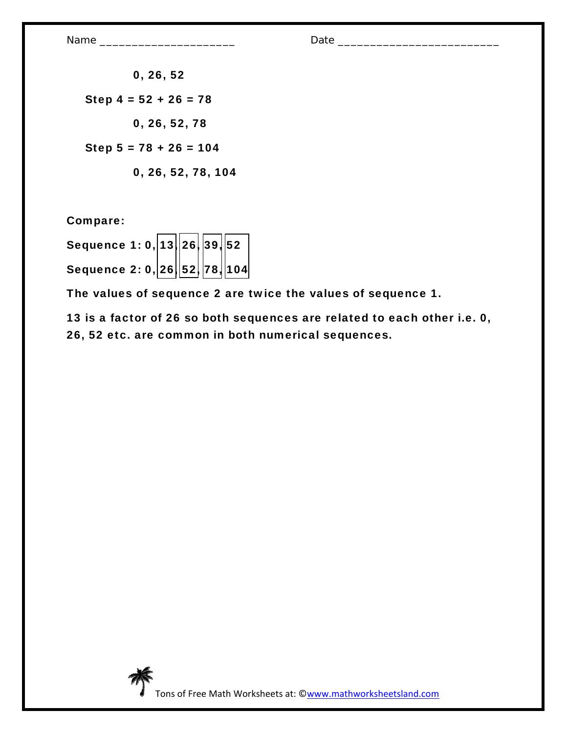Name ____________________ Date ________________________

**0, 26, 52**

**Step 4 = 52 + 26 = 78**

**0, 26, 52, 78**

**Step 5 = 78 + 26 = 104**

**0, 26, 52, 78, 104**

**Compare:**

**Sequence 1: 0, 13, 26, 39, 52**

**Sequence 2: 0, 26, 52, 78, 104**

**The values of sequence 2 are twice the values of sequence 1.**

**13 is a factor of 26 so both sequences are related to each other i.e. 0, 26, 52 etc. are common in both numerical sequences.**